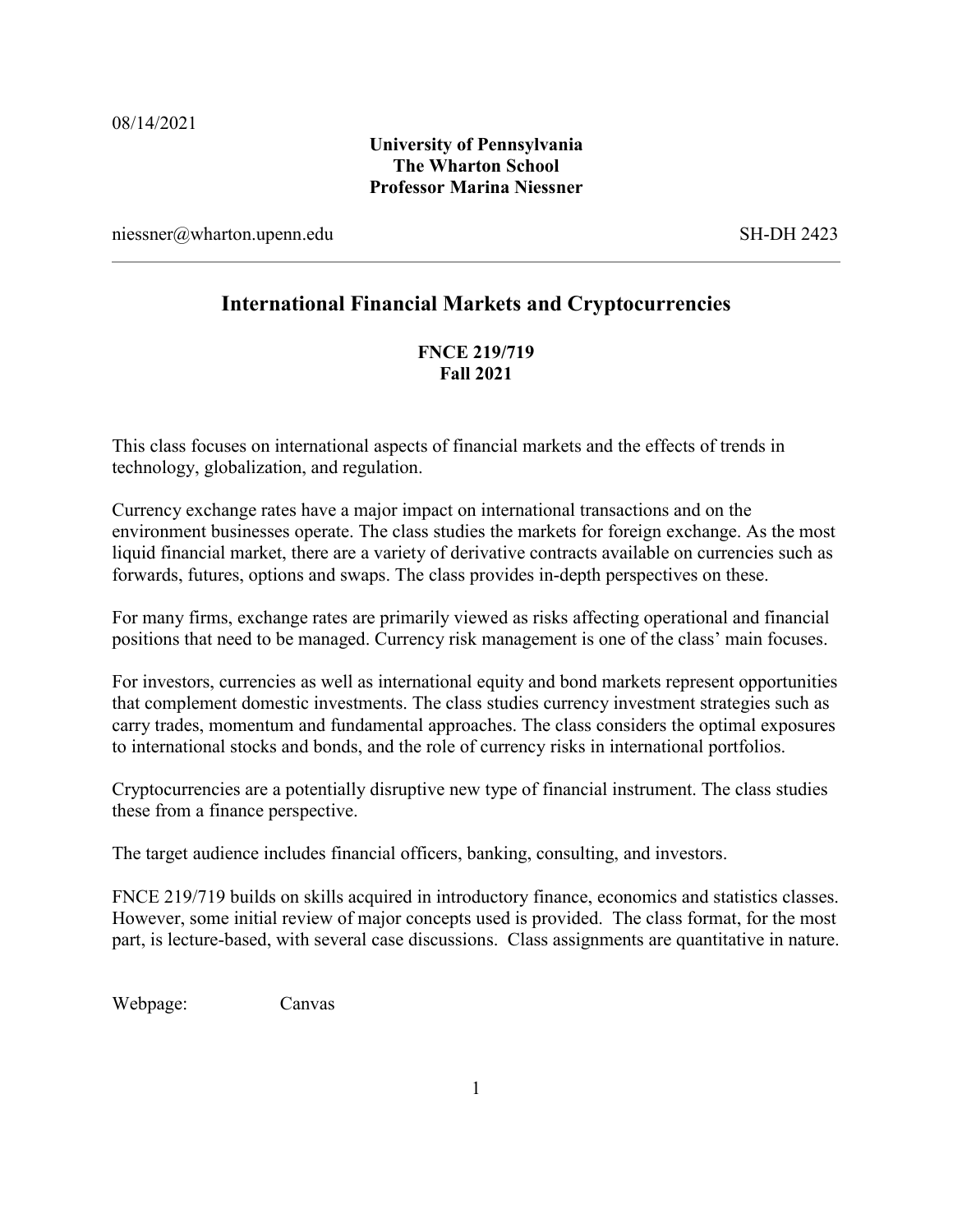08/14/2021

**University of Pennsylvania**
**The Wharton School**
**Professor Marina Niessner**

niessner@wharton.upenn.edu SH-DH 2423

---

# International Financial Markets and Cryptocurrencies

**FNCE 219/719**
**Fall 2021**

This class focuses on international aspects of financial markets and the effects of trends in technology, globalization, and regulation.

Currency exchange rates have a major impact on international transactions and on the environment businesses operate. The class studies the markets for foreign exchange. As the most liquid financial market, there are a variety of derivative contracts available on currencies such as forwards, futures, options and swaps. The class provides in-depth perspectives on these.

For many firms, exchange rates are primarily viewed as risks affecting operational and financial positions that need to be managed. Currency risk management is one of the class' main focuses.

For investors, currencies as well as international equity and bond markets represent opportunities that complement domestic investments. The class studies currency investment strategies such as carry trades, momentum and fundamental approaches. The class considers the optimal exposures to international stocks and bonds, and the role of currency risks in international portfolios.

Cryptocurrencies are a potentially disruptive new type of financial instrument. The class studies these from a finance perspective.

The target audience includes financial officers, banking, consulting, and investors.

FNCE 219/719 builds on skills acquired in introductory finance, economics and statistics classes. However, some initial review of major concepts used is provided. The class format, for the most part, is lecture-based, with several case discussions. Class assignments are quantitative in nature.

Webpage: Canvas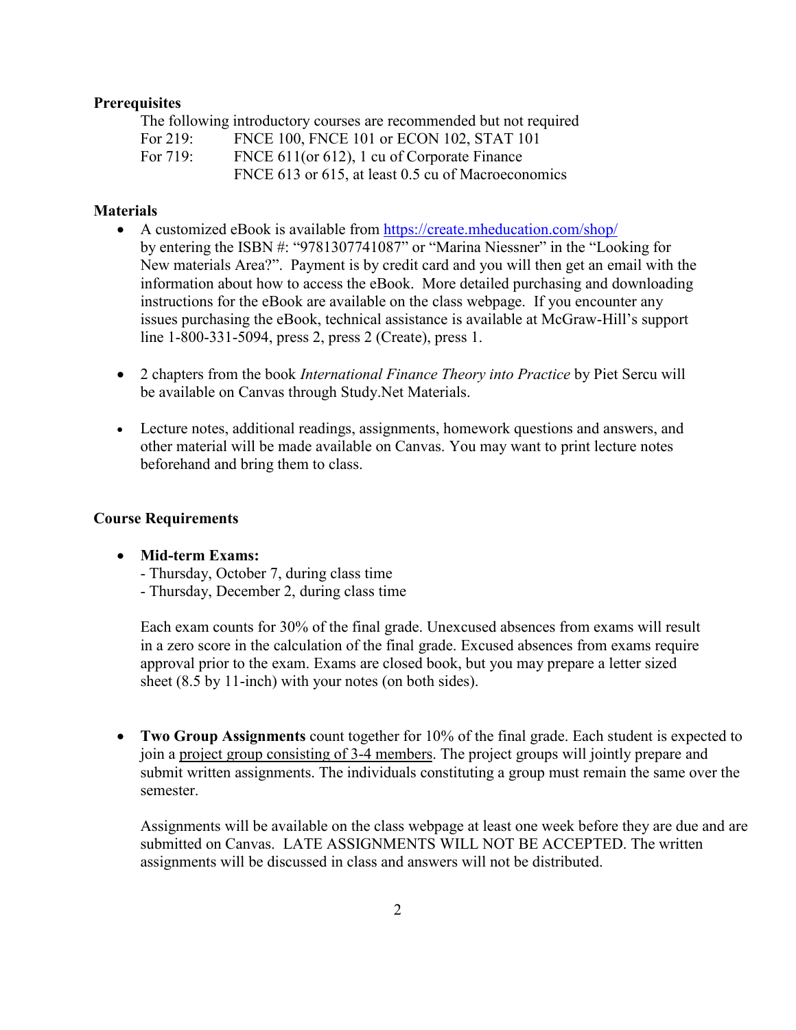**Prerequisites**

The following introductory courses are recommended but not required

| | |
|---|---|
| For 219: | FNCE 100, FNCE 101 or ECON 102, STAT 101 |
| For 719: | FNCE 611(or 612), 1 cu of Corporate Finance |
| | FNCE 613 or 615, at least 0.5 cu of Macroeconomics |

**Materials**

- A customized eBook is available from [https://create.mheducation.com/shop/](https://create.mheducation.com/shop/) by entering the ISBN #: "9781307741087" or "Marina Niessner" in the "Looking for New materials Area?". Payment is by credit card and you will then get an email with the information about how to access the eBook. More detailed purchasing and downloading instructions for the eBook are available on the class webpage. If you encounter any issues purchasing the eBook, technical assistance is available at McGraw-Hill's support line 1-800-331-5094, press 2, press 2 (Create), press 1.

- 2 chapters from the book *International Finance Theory into Practice* by Piet Sercu will be available on Canvas through Study.Net Materials.

- Lecture notes, additional readings, assignments, homework questions and answers, and other material will be made available on Canvas. You may want to print lecture notes beforehand and bring them to class.

**Course Requirements**

- **Mid-term Exams:**
  - Thursday, October 7, during class time
  - Thursday, December 2, during class time

  Each exam counts for 30% of the final grade. Unexcused absences from exams will result in a zero score in the calculation of the final grade. Excused absences from exams require approval prior to the exam. Exams are closed book, but you may prepare a letter sized sheet (8.5 by 11-inch) with your notes (on both sides).

- **Two Group Assignments** count together for 10% of the final grade. Each student is expected to join a project group consisting of 3-4 members. The project groups will jointly prepare and submit written assignments. The individuals constituting a group must remain the same over the semester.

  Assignments will be available on the class webpage at least one week before they are due and are submitted on Canvas. LATE ASSIGNMENTS WILL NOT BE ACCEPTED. The written assignments will be discussed in class and answers will not be distributed.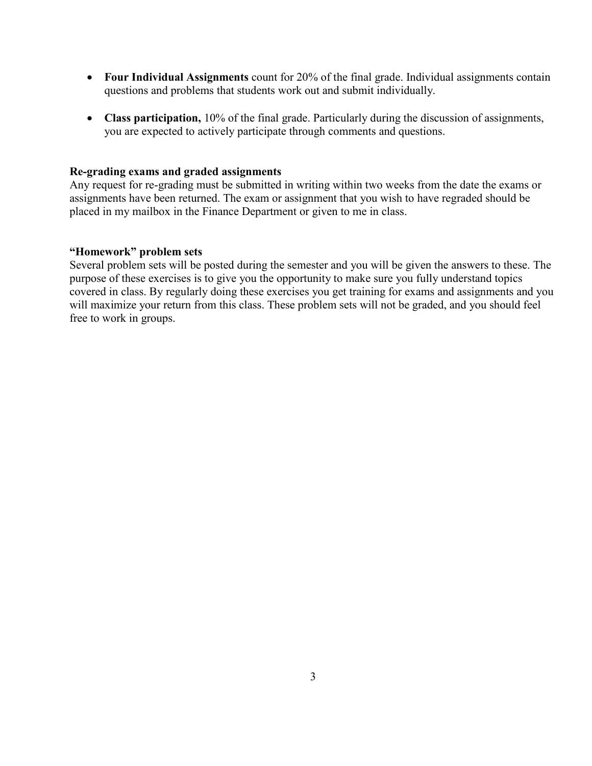- **Four Individual Assignments** count for 20% of the final grade. Individual assignments contain questions and problems that students work out and submit individually.

- **Class participation,** 10% of the final grade. Particularly during the discussion of assignments, you are expected to actively participate through comments and questions.

**Re-grading exams and graded assignments**
Any request for re-grading must be submitted in writing within two weeks from the date the exams or assignments have been returned. The exam or assignment that you wish to have regraded should be placed in my mailbox in the Finance Department or given to me in class.

**"Homework" problem sets**
Several problem sets will be posted during the semester and you will be given the answers to these. The purpose of these exercises is to give you the opportunity to make sure you fully understand topics covered in class. By regularly doing these exercises you get training for exams and assignments and you will maximize your return from this class. These problem sets will not be graded, and you should feel free to work in groups.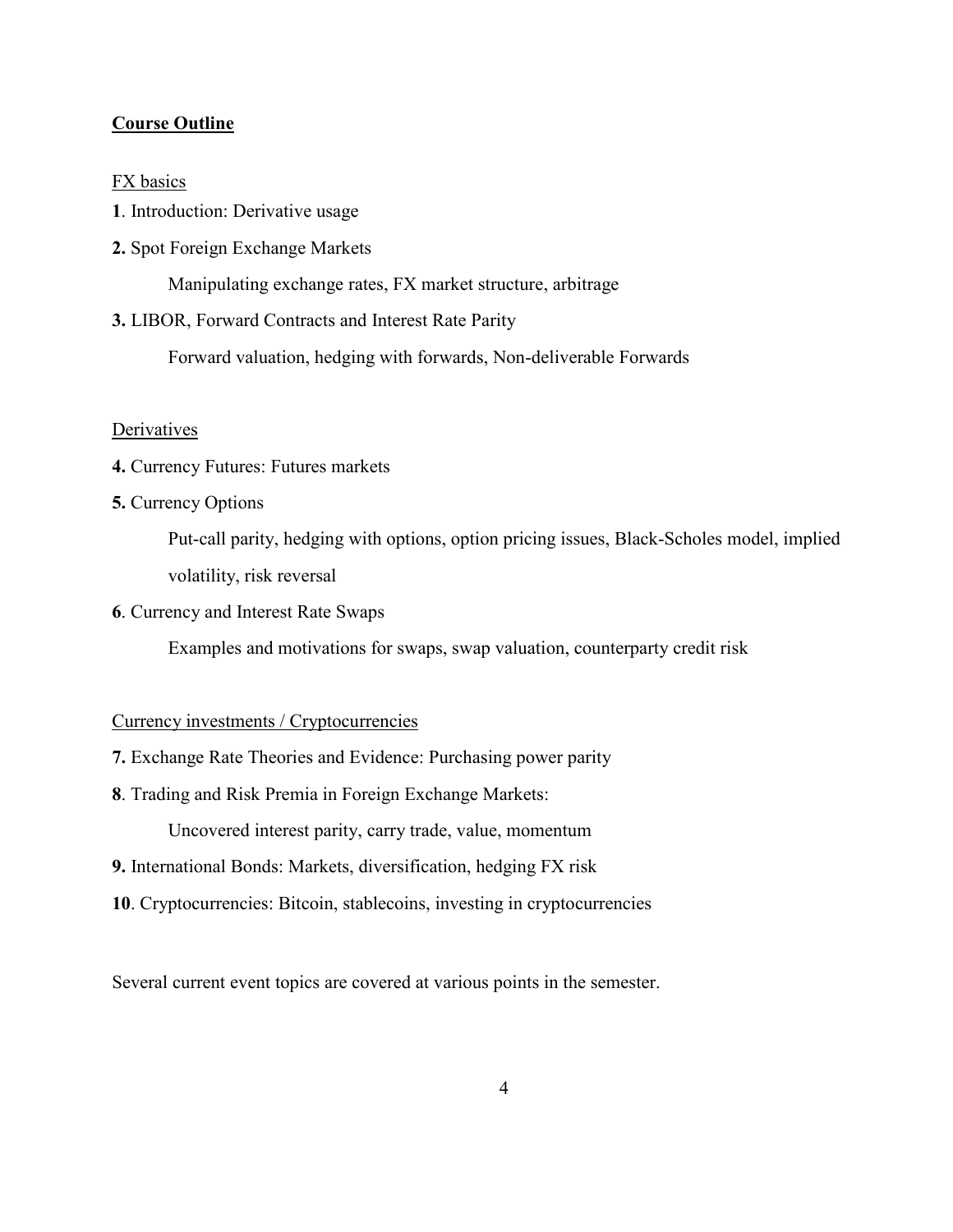## **Course Outline**

FX basics

**1**. Introduction: Derivative usage

**2.** Spot Foreign Exchange Markets

Manipulating exchange rates, FX market structure, arbitrage

**3.** LIBOR, Forward Contracts and Interest Rate Parity

Forward valuation, hedging with forwards, Non-deliverable Forwards

Derivatives

**4.** Currency Futures: Futures markets

**5.** Currency Options

Put-call parity, hedging with options, option pricing issues, Black-Scholes model, implied volatility, risk reversal

**6**. Currency and Interest Rate Swaps

Examples and motivations for swaps, swap valuation, counterparty credit risk

Currency investments / Cryptocurrencies

**7.** Exchange Rate Theories and Evidence: Purchasing power parity

**8**. Trading and Risk Premia in Foreign Exchange Markets:

Uncovered interest parity, carry trade, value, momentum

**9.** International Bonds: Markets, diversification, hedging FX risk

**10**. Cryptocurrencies: Bitcoin, stablecoins, investing in cryptocurrencies

Several current event topics are covered at various points in the semester.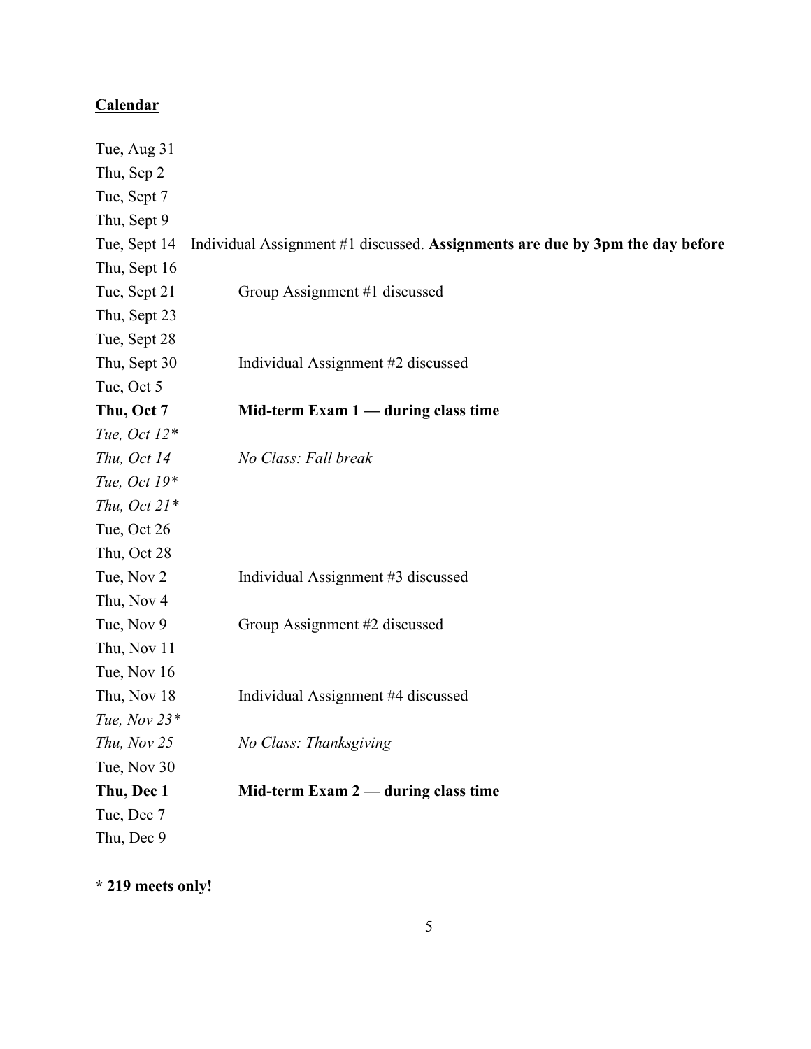**<u>Calendar</u>**

| | |
|---|---|
| Tue, Aug 31 | |
| Thu, Sep 2 | |
| Tue, Sept 7 | |
| Thu, Sept 9 | |
| Tue, Sept 14 | Individual Assignment #1 discussed. **Assignments are due by 3pm the day before** |
| Thu, Sept 16 | |
| Tue, Sept 21 | Group Assignment #1 discussed |
| Thu, Sept 23 | |
| Tue, Sept 28 | |
| Thu, Sept 30 | Individual Assignment #2 discussed |
| Tue, Oct 5 | |
| **Thu, Oct 7** | **Mid-term Exam 1 — during class time** |
| *Tue, Oct 12** | |
| *Thu, Oct 14* | *No Class: Fall break* |
| *Tue, Oct 19** | |
| *Thu, Oct 21** | |
| Tue, Oct 26 | |
| Thu, Oct 28 | |
| Tue, Nov 2 | Individual Assignment #3 discussed |
| Thu, Nov 4 | |
| Tue, Nov 9 | Group Assignment #2 discussed |
| Thu, Nov 11 | |
| Tue, Nov 16 | |
| Thu, Nov 18 | Individual Assignment #4 discussed |
| *Tue, Nov 23** | |
| *Thu, Nov 25* | *No Class: Thanksgiving* |
| Tue, Nov 30 | |
| **Thu, Dec 1** | **Mid-term Exam 2 — during class time** |
| Tue, Dec 7 | |
| Thu, Dec 9 | |

**\* 219 meets only!**